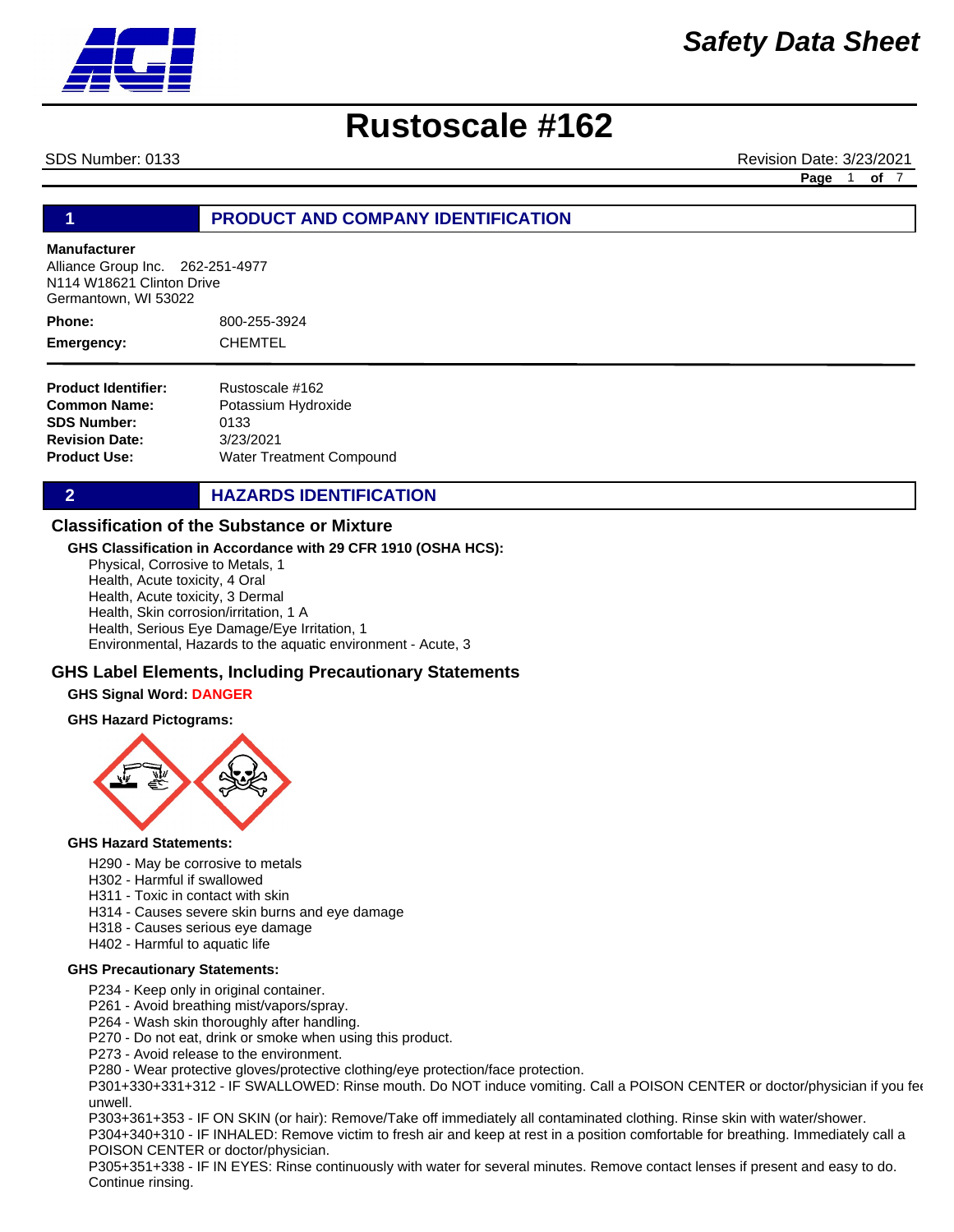*Safety Data Sheet*

# Rustoscale #162

SDS Number: 0133 Revision Date: 3/23/2021

## 1 PRODUCT AND COMPANY IDENTIFICATION

**Manufacturer**
Alliance Group Inc. 262-251-4977
N114 W18621 Clinton Drive
Germantown, WI 53022

**Phone:** 800-255-3924
**Emergency:** CHEMTEL

**Product Identifier:** Rustoscale #162
**Common Name:** Potassium Hydroxide
**SDS Number:** 0133
**Revision Date:** 3/23/2021
**Product Use:** Water Treatment Compound

## 2 HAZARDS IDENTIFICATION

### Classification of the Substance or Mixture

**GHS Classification in Accordance with 29 CFR 1910 (OSHA HCS):**

Physical, Corrosive to Metals, 1
Health, Acute toxicity, 4 Oral
Health, Acute toxicity, 3 Dermal
Health, Skin corrosion/irritation, 1 A
Health, Serious Eye Damage/Eye Irritation, 1
Environmental, Hazards to the aquatic environment - Acute, 3

### GHS Label Elements, Including Precautionary Statements

**GHS Signal Word:** DANGER

**GHS Hazard Pictograms:**

**GHS Hazard Statements:**

H290 - May be corrosive to metals
H302 - Harmful if swallowed
H311 - Toxic in contact with skin
H314 - Causes severe skin burns and eye damage
H318 - Causes serious eye damage
H402 - Harmful to aquatic life

**GHS Precautionary Statements:**

P234 - Keep only in original container.
P261 - Avoid breathing mist/vapors/spray.
P264 - Wash skin thoroughly after handling.
P270 - Do not eat, drink or smoke when using this product.
P273 - Avoid release to the environment.
P280 - Wear protective gloves/protective clothing/eye protection/face protection.
P301+330+331+312 - IF SWALLOWED: Rinse mouth. Do NOT induce vomiting. Call a POISON CENTER or doctor/physician if you feel unwell.
P303+361+353 - IF ON SKIN (or hair): Remove/Take off immediately all contaminated clothing. Rinse skin with water/shower.
P304+340+310 - IF INHALED: Remove victim to fresh air and keep at rest in a position comfortable for breathing. Immediately call a POISON CENTER or doctor/physician.
P305+351+338 - IF IN EYES: Rinse continuously with water for several minutes. Remove contact lenses if present and easy to do. Continue rinsing.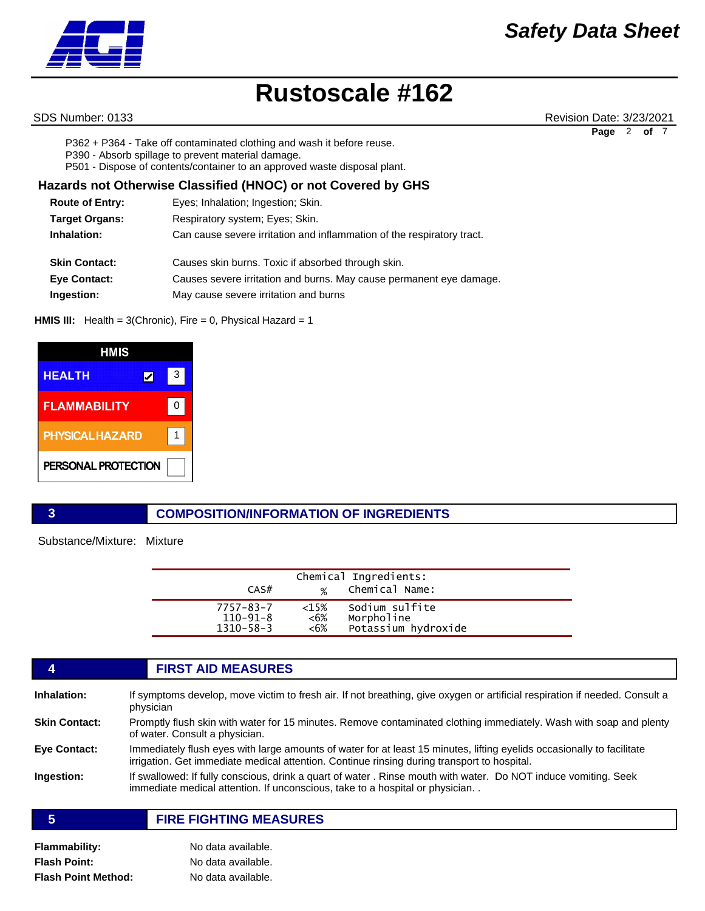P362 + P364 - Take off contaminated clothing and wash it before reuse.
P390 - Absorb spillage to prevent material damage.
P501 - Dispose of contents/container to an approved waste disposal plant.

### Hazards not Otherwise Classified (HNOC) or not Covered by GHS

**Route of Entry:** Eyes; Inhalation; Ingestion; Skin.
**Target Organs:** Respiratory system; Eyes; Skin.
**Inhalation:** Can cause severe irritation and inflammation of the respiratory tract.

**Skin Contact:** Causes skin burns. Toxic if absorbed through skin.
**Eye Contact:** Causes severe irritation and burns. May cause permanent eye damage.
**Ingestion:** May cause severe irritation and burns

**HMIS III:** Health = 3(Chronic), Fire = 0, Physical Hazard = 1

| HMIS | |
|---|---|
| HEALTH ☑ | 3 |
| FLAMMABILITY | 0 |
| PHYSICAL HAZARD | 1 |
| PERSONAL PROTECTION | |

## 3 COMPOSITION/INFORMATION OF INGREDIENTS

Substance/Mixture: Mixture

| CAS# | % | Chemical Ingredients: Chemical Name: |
|---|---|---|
| 7757-83-7 | <15% | Sodium sulfite |
| 110-91-8 | <6% | Morpholine |
| 1310-58-3 | <6% | Potassium hydroxide |

## 4 FIRST AID MEASURES

**Inhalation:** If symptoms develop, move victim to fresh air. If not breathing, give oxygen or artificial respiration if needed. Consult a physician

**Skin Contact:** Promptly flush skin with water for 15 minutes. Remove contaminated clothing immediately. Wash with soap and plenty of water. Consult a physician.

**Eye Contact:** Immediately flush eyes with large amounts of water for at least 15 minutes, lifting eyelids occasionally to facilitate irrigation. Get immediate medical attention. Continue rinsing during transport to hospital.

**Ingestion:** If swallowed: If fully conscious, drink a quart of water . Rinse mouth with water. Do NOT induce vomiting. Seek immediate medical attention. If unconscious, take to a hospital or physician. .

## 5 FIRE FIGHTING MEASURES

**Flammability:** No data available.
**Flash Point:** No data available.
**Flash Point Method:** No data available.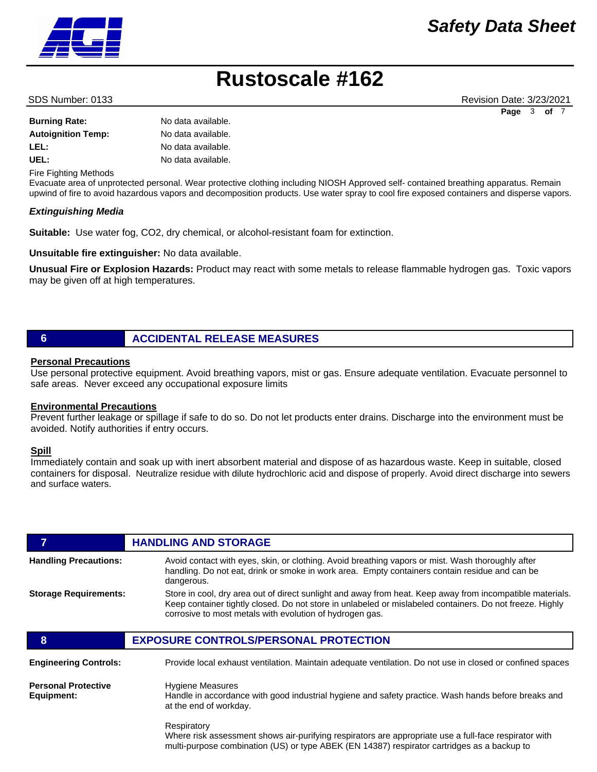| | |
|---|---|
| **Burning Rate:** | No data available. |
| **Autoignition Temp:** | No data available. |
| **LEL:** | No data available. |
| **UEL:** | No data available. |

Fire Fighting Methods

Evacuate area of unprotected personal. Wear protective clothing including NIOSH Approved self- contained breathing apparatus. Remain upwind of fire to avoid hazardous vapors and decomposition products. Use water spray to cool fire exposed containers and disperse vapors.

***Extinguishing Media***

**Suitable:** Use water fog, $CO_2$, dry chemical, or alcohol-resistant foam for extinction.

**Unsuitable fire extinguisher:** No data available.

**Unusual Fire or Explosion Hazards:** Product may react with some metals to release flammable hydrogen gas. Toxic vapors may be given off at high temperatures.

## 6 ACCIDENTAL RELEASE MEASURES

**Personal Precautions**

Use personal protective equipment. Avoid breathing vapors, mist or gas. Ensure adequate ventilation. Evacuate personnel to safe areas. Never exceed any occupational exposure limits

**Environmental Precautions**

Prevent further leakage or spillage if safe to do so. Do not let products enter drains. Discharge into the environment must be avoided. Notify authorities if entry occurs.

**Spill**

Immediately contain and soak up with inert absorbent material and dispose of as hazardous waste. Keep in suitable, closed containers for disposal. Neutralize residue with dilute hydrochloric acid and dispose of properly. Avoid direct discharge into sewers and surface waters.

## 7 HANDLING AND STORAGE

**Handling Precautions:** Avoid contact with eyes, skin, or clothing. Avoid breathing vapors or mist. Wash thoroughly after handling. Do not eat, drink or smoke in work area. Empty containers contain residue and can be dangerous.

**Storage Requirements:** Store in cool, dry area out of direct sunlight and away from heat. Keep away from incompatible materials. Keep container tightly closed. Do not store in unlabeled or mislabeled containers. Do not freeze. Highly corrosive to most metals with evolution of hydrogen gas.

## 8 EXPOSURE CONTROLS/PERSONAL PROTECTION

**Engineering Controls:** Provide local exhaust ventilation. Maintain adequate ventilation. Do not use in closed or confined spaces

**Personal Protective Equipment:**

Hygiene Measures

Handle in accordance with good industrial hygiene and safety practice. Wash hands before breaks and at the end of workday.

Respiratory

Where risk assessment shows air-purifying respirators are appropriate use a full-face respirator with multi-purpose combination (US) or type ABEK (EN 14387) respirator cartridges as a backup to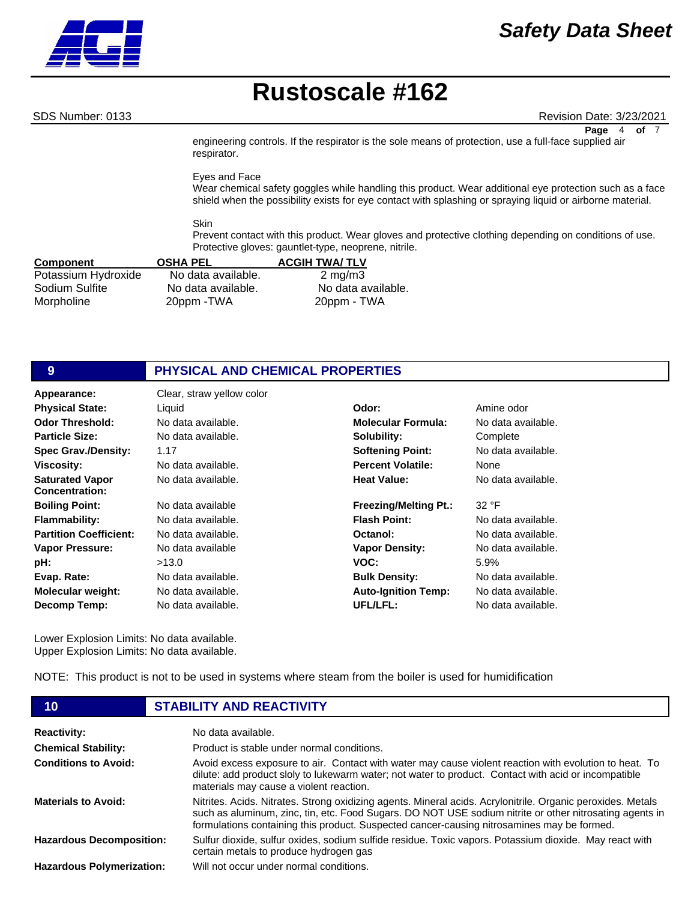engineering controls. If the respirator is the sole means of protection, use a full-face supplied air respirator.

Eyes and Face
Wear chemical safety goggles while handling this product. Wear additional eye protection such as a face shield when the possibility exists for eye contact with splashing or spraying liquid or airborne material.

Skin
Prevent contact with this product. Wear gloves and protective clothing depending on conditions of use. Protective gloves: gauntlet-type, neoprene, nitrile.

| Component | OSHA PEL | ACGIH TWA/ TLV |
|---|---|---|
| Potassium Hydroxide | No data available. | 2 mg/m3 |
| Sodium Sulfite | No data available. | No data available. |
| Morpholine | 20ppm -TWA | 20ppm - TWA |

## 9 PHYSICAL AND CHEMICAL PROPERTIES

| | | | |
|---|---|---|---|
| **Appearance:** | Clear, straw yellow color | | |
| **Physical State:** | Liquid | **Odor:** | Amine odor |
| **Odor Threshold:** | No data available. | **Molecular Formula:** | No data available. |
| **Particle Size:** | No data available. | **Solubility:** | Complete |
| **Spec Grav./Density:** | 1.17 | **Softening Point:** | No data available. |
| **Viscosity:** | No data available. | **Percent Volatile:** | None |
| **Saturated Vapor Concentration:** | No data available. | **Heat Value:** | No data available. |
| **Boiling Point:** | No data available | **Freezing/Melting Pt.:** | 32 °F |
| **Flammability:** | No data available. | **Flash Point:** | No data available. |
| **Partition Coefficient:** | No data available. | **Octanol:** | No data available. |
| **Vapor Pressure:** | No data available | **Vapor Density:** | No data available. |
| **pH:** | >13.0 | **VOC:** | 5.9% |
| **Evap. Rate:** | No data available. | **Bulk Density:** | No data available. |
| **Molecular weight:** | No data available. | **Auto-Ignition Temp:** | No data available. |
| **Decomp Temp:** | No data available. | **UFL/LFL:** | No data available. |

Lower Explosion Limits: No data available.
Upper Explosion Limits: No data available.

NOTE: This product is not to be used in systems where steam from the boiler is used for humidification

## 10 STABILITY AND REACTIVITY

**Reactivity:** No data available.

**Chemical Stability:** Product is stable under normal conditions.

**Conditions to Avoid:** Avoid excess exposure to air. Contact with water may cause violent reaction with evolution to heat. To dilute: add product sloly to lukewarm water; not water to product. Contact with acid or incompatible materials may cause a violent reaction.

**Materials to Avoid:** Nitrites. Acids. Nitrates. Strong oxidizing agents. Mineral acids. Acrylonitrile. Organic peroxides. Metals such as aluminum, zinc, tin, etc. Food Sugars. DO NOT USE sodium nitrite or other nitrosating agents in formulations containing this product. Suspected cancer-causing nitrosamines may be formed.

**Hazardous Decomposition:** Sulfur dioxide, sulfur oxides, sodium sulfide residue. Toxic vapors. Potassium dioxide. May react with certain metals to produce hydrogen gas

**Hazardous Polymerization:** Will not occur under normal conditions.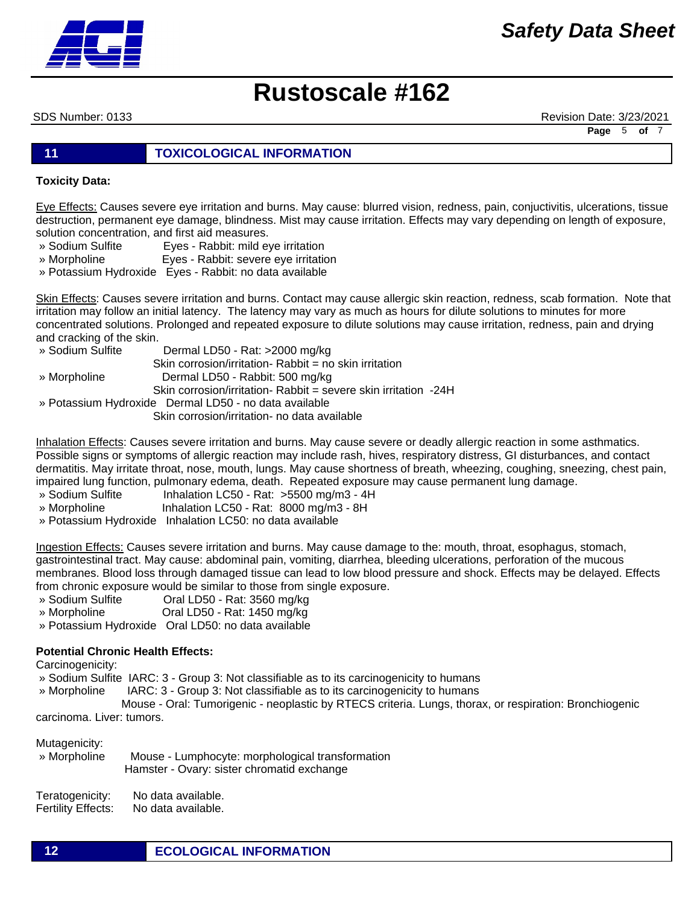## 11 TOXICOLOGICAL INFORMATION

**Toxicity Data:**

Eye Effects: Causes severe eye irritation and burns. May cause: blurred vision, redness, pain, conjuctivitis, ulcerations, tissue destruction, permanent eye damage, blindness. Mist may cause irritation. Effects may vary depending on length of exposure, solution concentration, and first aid measures.

» Sodium Sulfite Eyes - Rabbit: mild eye irritation
» Morpholine Eyes - Rabbit: severe eye irritation
» Potassium Hydroxide Eyes - Rabbit: no data available

Skin Effects: Causes severe irritation and burns. Contact may cause allergic skin reaction, redness, scab formation. Note that irritation may follow an initial latency. The latency may vary as much as hours for dilute solutions to minutes for more concentrated solutions. Prolonged and repeated exposure to dilute solutions may cause irritation, redness, pain and drying and cracking of the skin.

» Sodium Sulfite Dermal LD50 - Rat: >2000 mg/kg
Skin corrosion/irritation- Rabbit = no skin irritation
» Morpholine Dermal LD50 - Rabbit: 500 mg/kg
Skin corrosion/irritation- Rabbit = severe skin irritation -24H
» Potassium Hydroxide Dermal LD50 - no data available
Skin corrosion/irritation- no data available

Inhalation Effects: Causes severe irritation and burns. May cause severe or deadly allergic reaction in some asthmatics. Possible signs or symptoms of allergic reaction may include rash, hives, respiratory distress, GI disturbances, and contact dermatitis. May irritate throat, nose, mouth, lungs. May cause shortness of breath, wheezing, coughing, sneezing, chest pain, impaired lung function, pulmonary edema, death. Repeated exposure may cause permanent lung damage.

» Sodium Sulfite Inhalation LC50 - Rat: >5500 mg/m3 - 4H
» Morpholine Inhalation LC50 - Rat: 8000 mg/m3 - 8H
» Potassium Hydroxide Inhalation LC50: no data available

Ingestion Effects: Causes severe irritation and burns. May cause damage to the: mouth, throat, esophagus, stomach, gastrointestinal tract. May cause: abdominal pain, vomiting, diarrhea, bleeding ulcerations, perforation of the mucous membranes. Blood loss through damaged tissue can lead to low blood pressure and shock. Effects may be delayed. Effects from chronic exposure would be similar to those from single exposure.

» Sodium Sulfite Oral LD50 - Rat: 3560 mg/kg
» Morpholine Oral LD50 - Rat: 1450 mg/kg
» Potassium Hydroxide Oral LD50: no data available

**Potential Chronic Health Effects:**

Carcinogenicity:

» Sodium Sulfite IARC: 3 - Group 3: Not classifiable as to its carcinogenicity to humans
» Morpholine IARC: 3 - Group 3: Not classifiable as to its carcinogenicity to humans
Mouse - Oral: Tumorigenic - neoplastic by RTECS criteria. Lungs, thorax, or respiration: Bronchiogenic carcinoma. Liver: tumors.

Mutagenicity:

» Morpholine Mouse - Lumphocyte: morphological transformation
Hamster - Ovary: sister chromatid exchange

Teratogenicity: No data available.
Fertility Effects: No data available.

## 12 ECOLOGICAL INFORMATION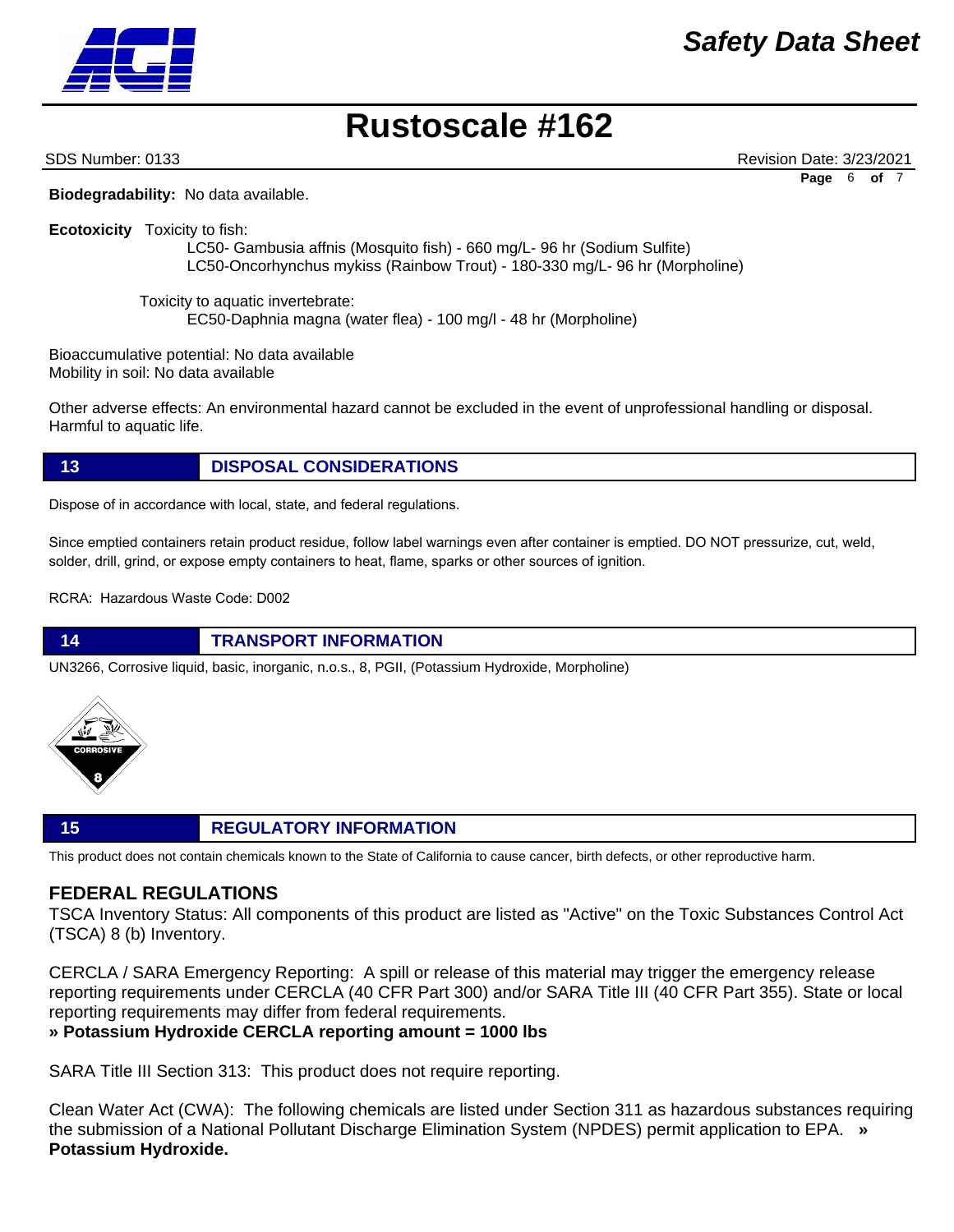**Biodegradability:** No data available.

**Ecotoxicity** Toxicity to fish:

LC50- Gambusia affnis (Mosquito fish) - 660 mg/L- 96 hr (Sodium Sulfite)
LC50-Oncorhynchus mykiss (Rainbow Trout) - 180-330 mg/L- 96 hr (Morpholine)

Toxicity to aquatic invertebrate:

EC50-Daphnia magna (water flea) - 100 mg/l - 48 hr (Morpholine)

Bioaccumulative potential: No data available
Mobility in soil: No data available

Other adverse effects: An environmental hazard cannot be excluded in the event of unprofessional handling or disposal. Harmful to aquatic life.

## 13 DISPOSAL CONSIDERATIONS

Dispose of in accordance with local, state, and federal regulations.

Since emptied containers retain product residue, follow label warnings even after container is emptied. DO NOT pressurize, cut, weld, solder, drill, grind, or expose empty containers to heat, flame, sparks or other sources of ignition.

RCRA: Hazardous Waste Code: D002

## 14 TRANSPORT INFORMATION

UN3266, Corrosive liquid, basic, inorganic, n.o.s., 8, PGII, (Potassium Hydroxide, Morpholine)

CORROSIVE
8

## 15 REGULATORY INFORMATION

This product does not contain chemicals known to the State of California to cause cancer, birth defects, or other reproductive harm.

### FEDERAL REGULATIONS

TSCA Inventory Status: All components of this product are listed as "Active" on the Toxic Substances Control Act (TSCA) 8 (b) Inventory.

CERCLA / SARA Emergency Reporting: A spill or release of this material may trigger the emergency release reporting requirements under CERCLA (40 CFR Part 300) and/or SARA Title III (40 CFR Part 355). State or local reporting requirements may differ from federal requirements.
**» Potassium Hydroxide CERCLA reporting amount = 1000 lbs**

SARA Title III Section 313: This product does not require reporting.

Clean Water Act (CWA): The following chemicals are listed under Section 311 as hazardous substances requiring the submission of a National Pollutant Discharge Elimination System (NPDES) permit application to EPA. **» Potassium Hydroxide.**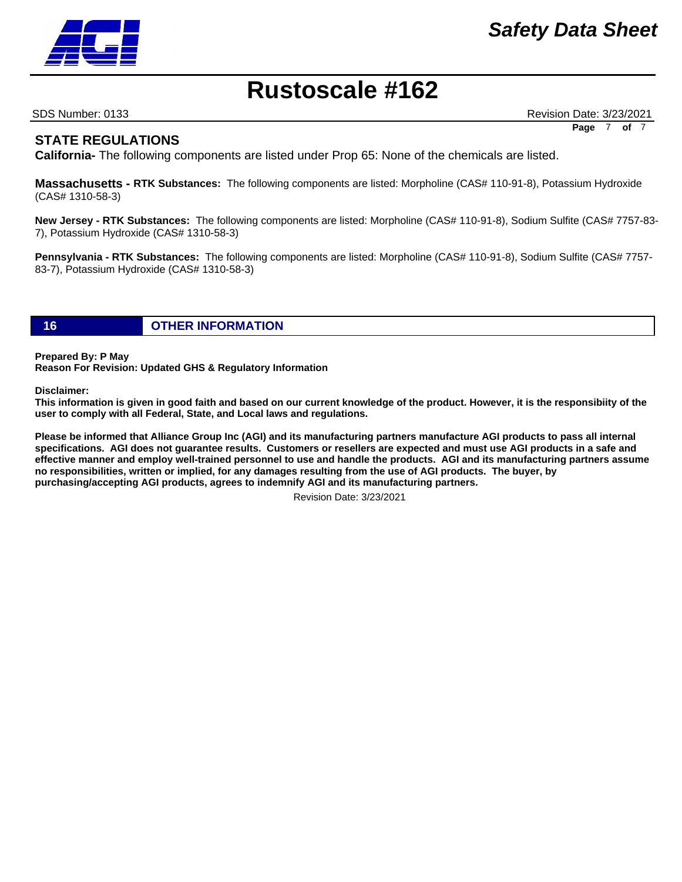## STATE REGULATIONS

**California-** The following components are listed under Prop 65: None of the chemicals are listed.

**Massachusetts - RTK Substances:** The following components are listed: Morpholine (CAS# 110-91-8), Potassium Hydroxide (CAS# 1310-58-3)

**New Jersey - RTK Substances:** The following components are listed: Morpholine (CAS# 110-91-8), Sodium Sulfite (CAS# 7757-83-7), Potassium Hydroxide (CAS# 1310-58-3)

**Pennsylvania - RTK Substances:** The following components are listed: Morpholine (CAS# 110-91-8), Sodium Sulfite (CAS# 7757-83-7), Potassium Hydroxide (CAS# 1310-58-3)

## 16 OTHER INFORMATION

**Prepared By: P May**
**Reason For Revision: Updated GHS & Regulatory Information**

**Disclaimer:**
**This information is given in good faith and based on our current knowledge of the product. However, it is the responsibiity of the user to comply with all Federal, State, and Local laws and regulations.**

**Please be informed that Alliance Group Inc (AGI) and its manufacturing partners manufacture AGI products to pass all internal specifications. AGI does not guarantee results. Customers or resellers are expected and must use AGI products in a safe and effective manner and employ well-trained personnel to use and handle the products. AGI and its manufacturing partners assume no responsibilities, written or implied, for any damages resulting from the use of AGI products. The buyer, by purchasing/accepting AGI products, agrees to indemnify AGI and its manufacturing partners.**

Revision Date: 3/23/2021